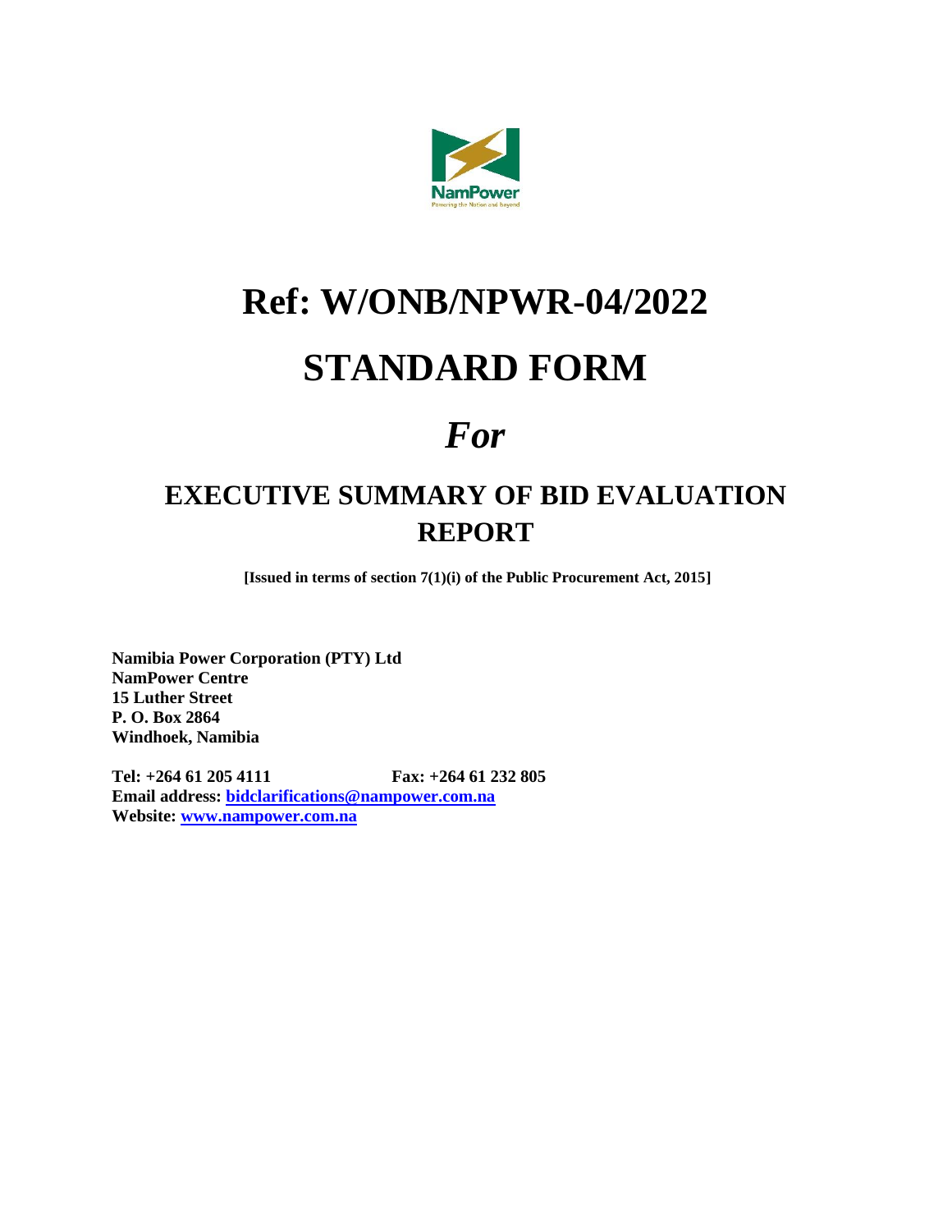NamPower

Powering the Nation and beyond

# Ref: W/ONB/NPWR-04/2022

# STANDARD FORM

# *For*

## EXECUTIVE SUMMARY OF BID EVALUATION REPORT

**[Issued in terms of section 7(1)(i) of the Public Procurement Act, 2015]**

**Namibia Power Corporation (PTY) Ltd**
**NamPower Centre**
**15 Luther Street**
**P. O. Box 2864**
**Windhoek, Namibia**

**Tel: +264 61 205 4111 Fax: +264 61 232 805**
**Email address: bidclarifications@nampower.com.na**
**Website: www.nampower.com.na**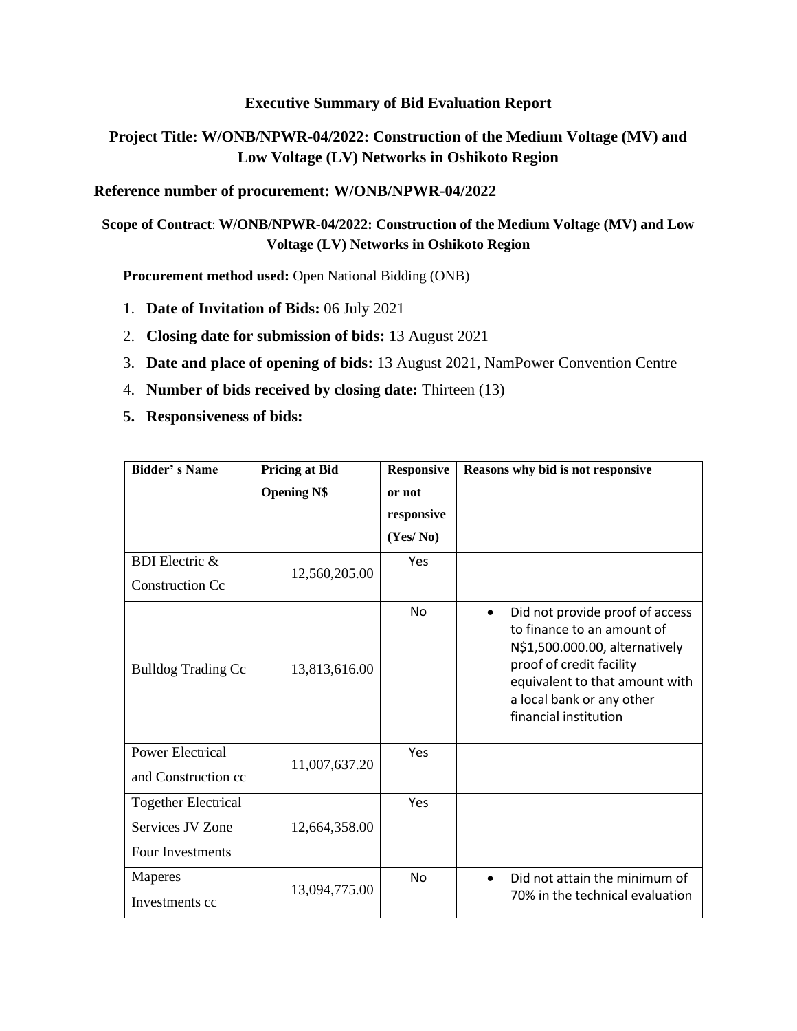**Executive Summary of Bid Evaluation Report**

**Project Title: W/ONB/NPWR-04/2022: Construction of the Medium Voltage (MV) and Low Voltage (LV) Networks in Oshikoto Region**

**Reference number of procurement: W/ONB/NPWR-04/2022**

**Scope of Contract**: **W/ONB/NPWR-04/2022: Construction of the Medium Voltage (MV) and Low Voltage (LV) Networks in Oshikoto Region**

**Procurement method used:** Open National Bidding (ONB)

1. **Date of Invitation of Bids:** 06 July 2021
2. **Closing date for submission of bids:** 13 August 2021
3. **Date and place of opening of bids:** 13 August 2021, NamPower Convention Centre
4. **Number of bids received by closing date:** Thirteen (13)
5. **Responsiveness of bids:**

| Bidder' s Name | Pricing at Bid Opening N$ | Responsive or not responsive (Yes/ No) | Reasons why bid is not responsive |
|---|---|---|---|
| BDI Electric & Construction Cc | 12,560,205.00 | Yes | |
| Bulldog Trading Cc | 13,813,616.00 | No | • Did not provide proof of access to finance to an amount of N$1,500.000.00, alternatively proof of credit facility equivalent to that amount with a local bank or any other financial institution |
| Power Electrical and Construction cc | 11,007,637.20 | Yes | |
| Together Electrical Services JV Zone Four Investments | 12,664,358.00 | Yes | |
| Maperes Investments cc | 13,094,775.00 | No | • Did not attain the minimum of 70% in the technical evaluation |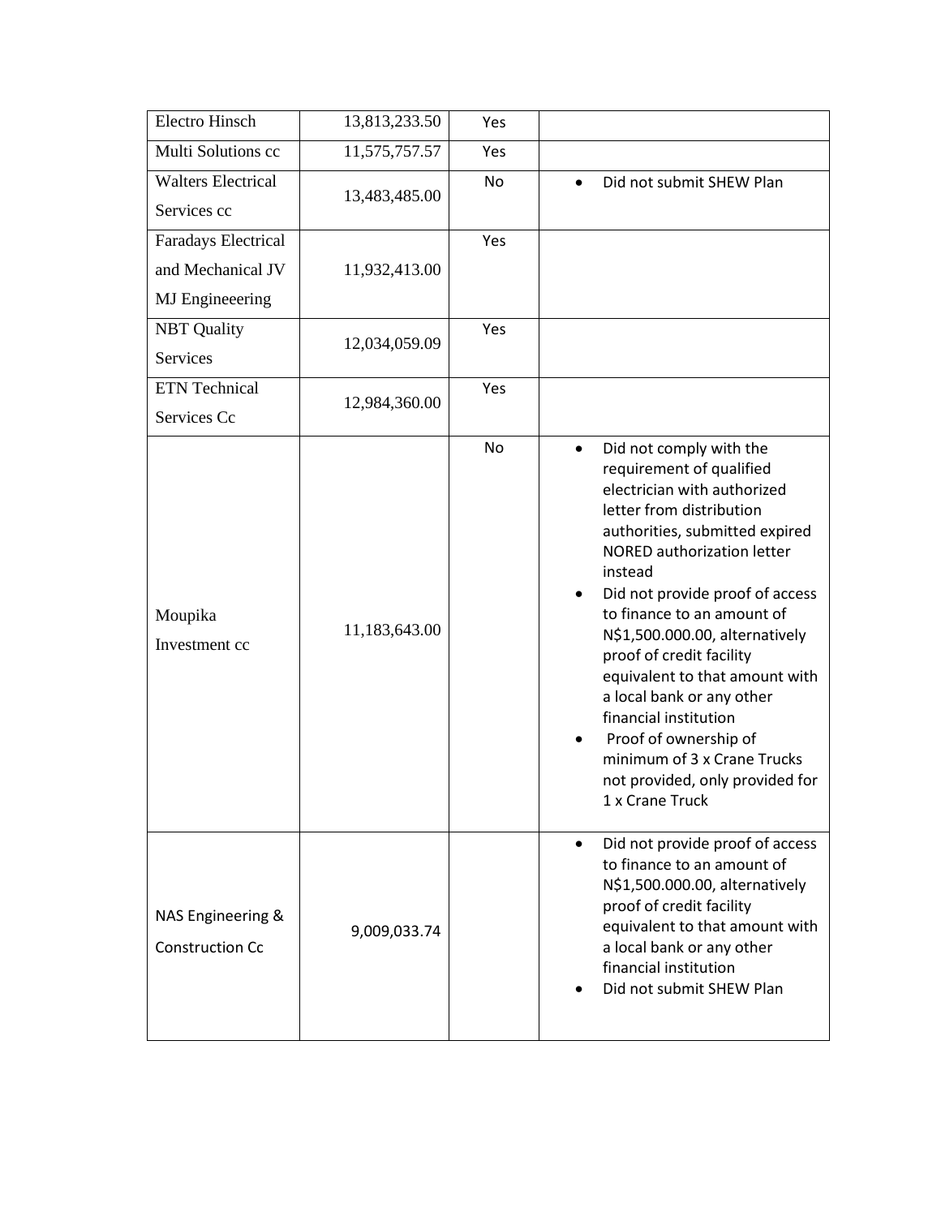| | | | |
|---|---|---|---|
| Electro Hinsch | 13,813,233.50 | Yes | |
| Multi Solutions cc | 11,575,757.57 | Yes | |
| Walters Electrical Services cc | 13,483,485.00 | No | • Did not submit SHEW Plan |
| Faradays Electrical and Mechanical JV MJ Engineeering | 11,932,413.00 | Yes | |
| NBT Quality Services | 12,034,059.09 | Yes | |
| ETN Technical Services Cc | 12,984,360.00 | Yes | |
| Moupika Investment cc | 11,183,643.00 | No | • Did not comply with the requirement of qualified electrician with authorized letter from distribution authorities, submitted expired NORED authorization letter instead<br>• Did not provide proof of access to finance to an amount of N$1,500.000.00, alternatively proof of credit facility equivalent to that amount with a local bank or any other financial institution<br>• Proof of ownership of minimum of 3 x Crane Trucks not provided, only provided for 1 x Crane Truck |
| NAS Engineering & Construction Cc | 9,009,033.74 | | • Did not provide proof of access to finance to an amount of N$1,500.000.00, alternatively proof of credit facility equivalent to that amount with a local bank or any other financial institution<br>• Did not submit SHEW Plan |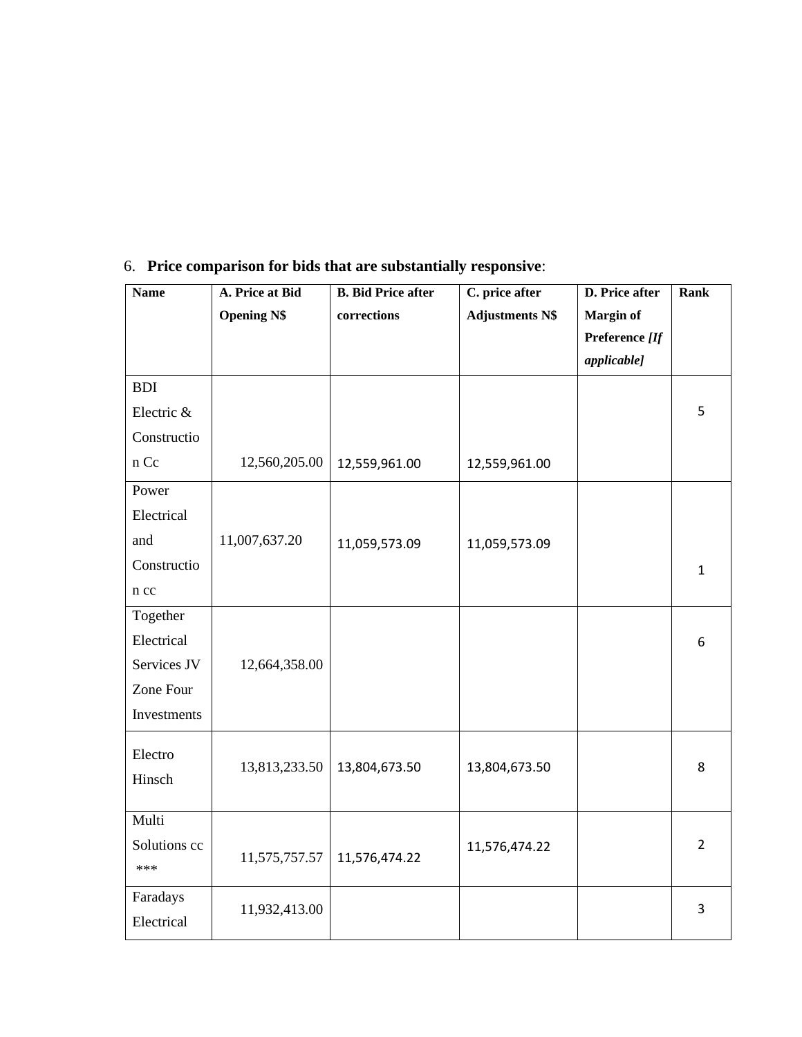6. **Price comparison for bids that are substantially responsive**:

| Name | A. Price at Bid Opening N$ | B. Bid Price after corrections | C. price after Adjustments N$ | D. Price after Margin of Preference *[If applicable]* | Rank |
|---|---|---|---|---|---|
| BDI Electric & Construction Cc | 12,560,205.00 | 12,559,961.00 | 12,559,961.00 | | 5 |
| Power Electrical and Construction cc | 11,007,637.20 | 11,059,573.09 | 11,059,573.09 | | 1 |
| Together Electrical Services JV Zone Four Investments | 12,664,358.00 | | | | 6 |
| Electro Hinsch | 13,813,233.50 | 13,804,673.50 | 13,804,673.50 | | 8 |
| Multi Solutions cc *** | 11,575,757.57 | 11,576,474.22 | 11,576,474.22 | | 2 |
| Faradays Electrical | 11,932,413.00 | | | | 3 |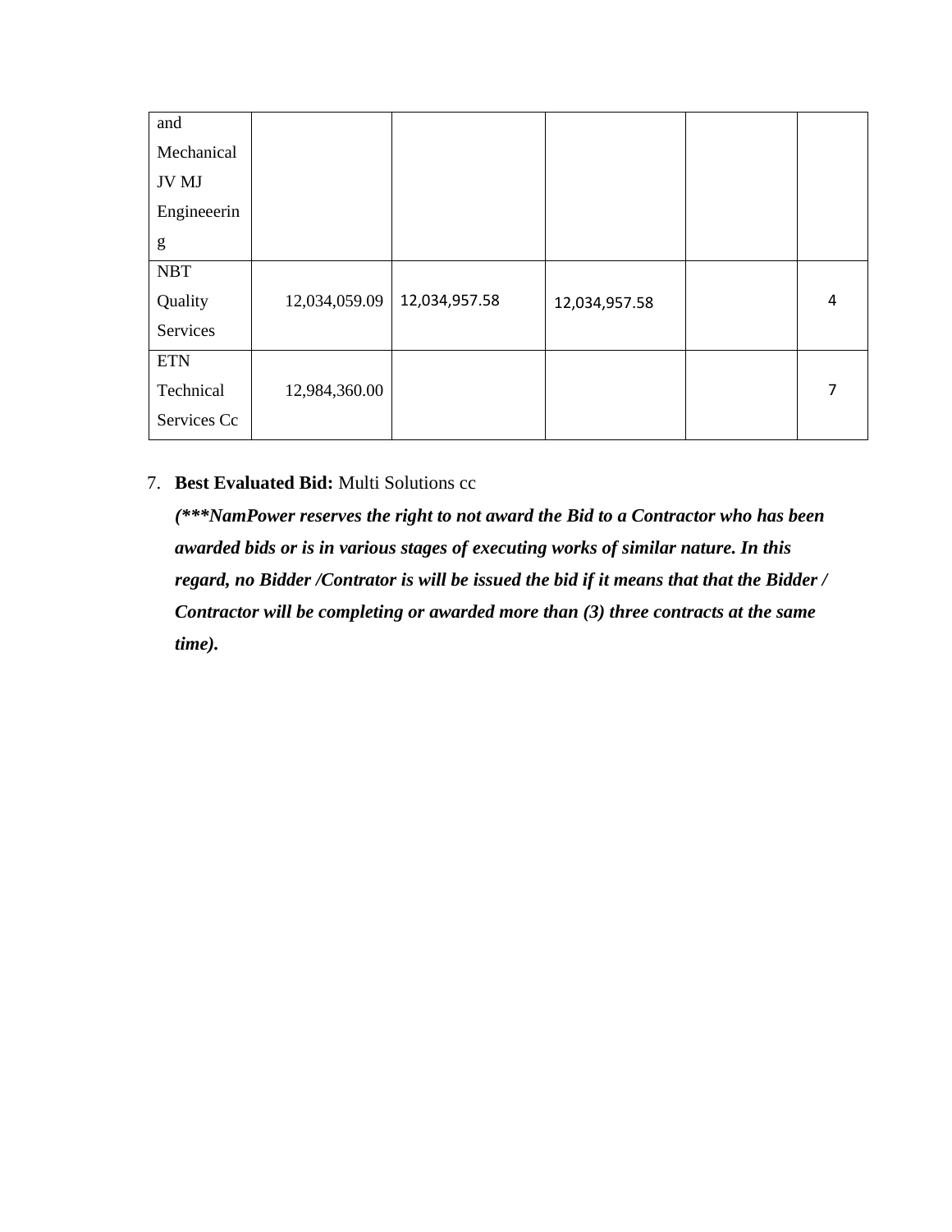| | | | | | |
|---|---|---|---|---|---|
| and Mechanical JV MJ Engineeering | | | | | |
| NBT Quality Services | 12,034,059.09 | 12,034,957.58 | 12,034,957.58 | | 4 |
| ETN Technical Services Cc | 12,984,360.00 | | | | 7 |

7. **Best Evaluated Bid:** Multi Solutions cc

   ***(\*\*\*NamPower reserves the right to not award the Bid to a Contractor who has been awarded bids or is in various stages of executing works of similar nature. In this regard, no Bidder /Contrator is will be issued the bid if it means that that the Bidder / Contractor will be completing or awarded more than (3) three contracts at the same time).***